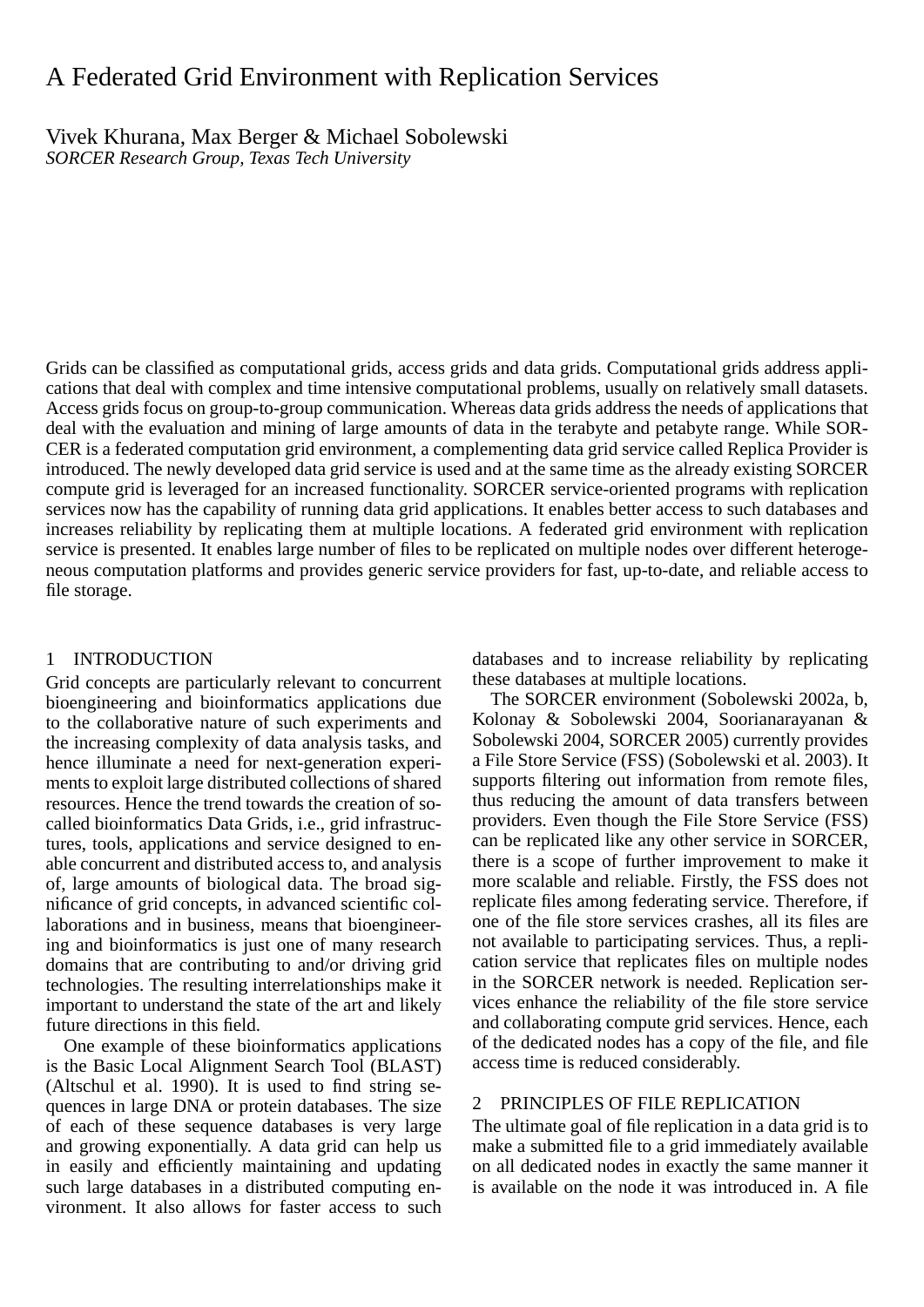# A Federated Grid Environment with Replication Services

Vivek Khurana, Max Berger & Michael Sobolewski

*SORCER Research Group, Texas Tech University*

Grids can be classified as computational grids, access grids and data grids. Computational grids address applications that deal with complex and time intensive computational problems, usually on relatively small datasets. Access grids focus on group-to-group communication. Whereas data grids address the needs of applications that deal with the evaluation and mining of large amounts of data in the terabyte and petabyte range. While SORCER is a federated computation grid environment, a complementing data grid service called Replica Provider is introduced. The newly developed data grid service is used and at the same time as the already existing SORCER compute grid is leveraged for an increased functionality. SORCER service-oriented programs with replication services now has the capability of running data grid applications. It enables better access to such databases and increases reliability by replicating them at multiple locations. A federated grid environment with replication service is presented. It enables large number of files to be replicated on multiple nodes over different heterogeneous computation platforms and provides generic service providers for fast, up-to-date, and reliable access to file storage.

## 1 INTRODUCTION

Grid concepts are particularly relevant to concurrent bioengineering and bioinformatics applications due to the collaborative nature of such experiments and the increasing complexity of data analysis tasks, and hence illuminate a need for next-generation experiments to exploit large distributed collections of shared resources. Hence the trend towards the creation of so-called bioinformatics Data Grids, i.e., grid infrastructures, tools, applications and service designed to enable concurrent and distributed access to, and analysis of, large amounts of biological data. The broad significance of grid concepts, in advanced scientific collaborations and in business, means that bioengineering and bioinformatics is just one of many research domains that are contributing to and/or driving grid technologies. The resulting interrelationships make it important to understand the state of the art and likely future directions in this field.

One example of these bioinformatics applications is the Basic Local Alignment Search Tool (BLAST) (Altschul et al. 1990). It is used to find string sequences in large DNA or protein databases. The size of each of these sequence databases is very large and growing exponentially. A data grid can help us in easily and efficiently maintaining and updating such large databases in a distributed computing environment. It also allows for faster access to such databases and to increase reliability by replicating these databases at multiple locations.

The SORCER environment (Sobolewski 2002a, b, Kolonay & Sobolewski 2004, Soorianarayanan & Sobolewski 2004, SORCER 2005) currently provides a File Store Service (FSS) (Sobolewski et al. 2003). It supports filtering out information from remote files, thus reducing the amount of data transfers between providers. Even though the File Store Service (FSS) can be replicated like any other service in SORCER, there is a scope of further improvement to make it more scalable and reliable. Firstly, the FSS does not replicate files among federating service. Therefore, if one of the file store services crashes, all its files are not available to participating services. Thus, a replication service that replicates files on multiple nodes in the SORCER network is needed. Replication services enhance the reliability of the file store service and collaborating compute grid services. Hence, each of the dedicated nodes has a copy of the file, and file access time is reduced considerably.

## 2 PRINCIPLES OF FILE REPLICATION

The ultimate goal of file replication in a data grid is to make a submitted file to a grid immediately available on all dedicated nodes in exactly the same manner it is available on the node it was introduced in. A file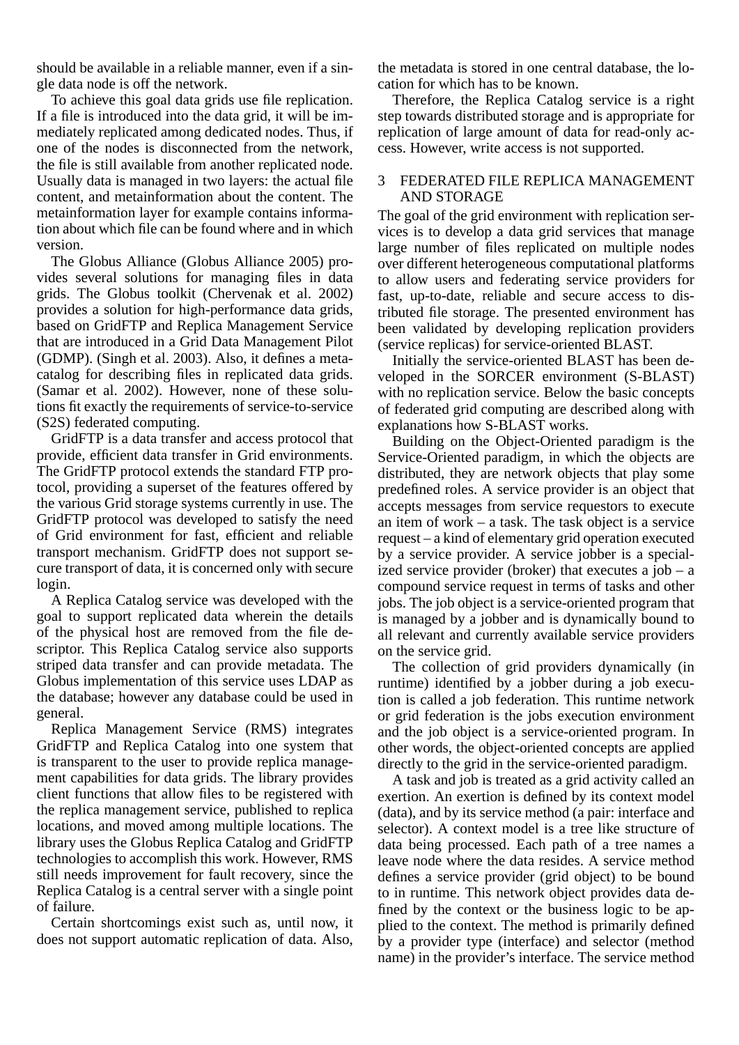should be available in a reliable manner, even if a single data node is off the network.

To achieve this goal data grids use file replication. If a file is introduced into the data grid, it will be immediately replicated among dedicated nodes. Thus, if one of the nodes is disconnected from the network, the file is still available from another replicated node. Usually data is managed in two layers: the actual file content, and metainformation about the content. The metainformation layer for example contains information about which file can be found where and in which version.

The Globus Alliance (Globus Alliance 2005) provides several solutions for managing files in data grids. The Globus toolkit (Chervenak et al. 2002) provides a solution for high-performance data grids, based on GridFTP and Replica Management Service that are introduced in a Grid Data Management Pilot (GDMP). (Singh et al. 2003). Also, it defines a metacatalog for describing files in replicated data grids. (Samar et al. 2002). However, none of these solutions fit exactly the requirements of service-to-service (S2S) federated computing.

GridFTP is a data transfer and access protocol that provide, efficient data transfer in Grid environments. The GridFTP protocol extends the standard FTP protocol, providing a superset of the features offered by the various Grid storage systems currently in use. The GridFTP protocol was developed to satisfy the need of Grid environment for fast, efficient and reliable transport mechanism. GridFTP does not support secure transport of data, it is concerned only with secure login.

A Replica Catalog service was developed with the goal to support replicated data wherein the details of the physical host are removed from the file descriptor. This Replica Catalog service also supports striped data transfer and can provide metadata. The Globus implementation of this service uses LDAP as the database; however any database could be used in general.

Replica Management Service (RMS) integrates GridFTP and Replica Catalog into one system that is transparent to the user to provide replica management capabilities for data grids. The library provides client functions that allow files to be registered with the replica management service, published to replica locations, and moved among multiple locations. The library uses the Globus Replica Catalog and GridFTP technologies to accomplish this work. However, RMS still needs improvement for fault recovery, since the Replica Catalog is a central server with a single point of failure.

Certain shortcomings exist such as, until now, it does not support automatic replication of data. Also, the metadata is stored in one central database, the location for which has to be known.

Therefore, the Replica Catalog service is a right step towards distributed storage and is appropriate for replication of large amount of data for read-only access. However, write access is not supported.

## 3 FEDERATED FILE REPLICA MANAGEMENT AND STORAGE

The goal of the grid environment with replication services is to develop a data grid services that manage large number of files replicated on multiple nodes over different heterogeneous computational platforms to allow users and federating service providers for fast, up-to-date, reliable and secure access to distributed file storage. The presented environment has been validated by developing replication providers (service replicas) for service-oriented BLAST.

Initially the service-oriented BLAST has been developed in the SORCER environment (S-BLAST) with no replication service. Below the basic concepts of federated grid computing are described along with explanations how S-BLAST works.

Building on the Object-Oriented paradigm is the Service-Oriented paradigm, in which the objects are distributed, they are network objects that play some predefined roles. A service provider is an object that accepts messages from service requestors to execute an item of work – a task. The task object is a service request – a kind of elementary grid operation executed by a service provider. A service jobber is a specialized service provider (broker) that executes a job – a compound service request in terms of tasks and other jobs. The job object is a service-oriented program that is managed by a jobber and is dynamically bound to all relevant and currently available service providers on the service grid.

The collection of grid providers dynamically (in runtime) identified by a jobber during a job execution is called a job federation. This runtime network or grid federation is the jobs execution environment and the job object is a service-oriented program. In other words, the object-oriented concepts are applied directly to the grid in the service-oriented paradigm.

A task and job is treated as a grid activity called an exertion. An exertion is defined by its context model (data), and by its service method (a pair: interface and selector). A context model is a tree like structure of data being processed. Each path of a tree names a leave node where the data resides. A service method defines a service provider (grid object) to be bound to in runtime. This network object provides data defined by the context or the business logic to be applied to the context. The method is primarily defined by a provider type (interface) and selector (method name) in the provider's interface. The service method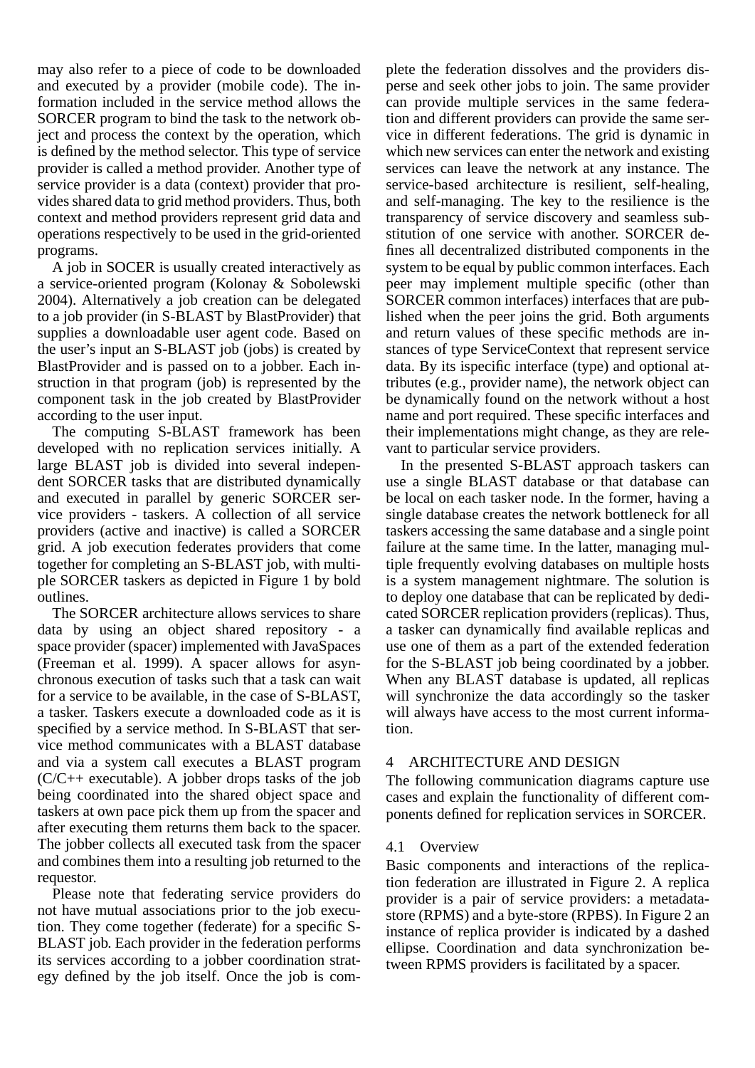may also refer to a piece of code to be downloaded and executed by a provider (mobile code). The information included in the service method allows the SORCER program to bind the task to the network object and process the context by the operation, which is defined by the method selector. This type of service provider is called a method provider. Another type of service provider is a data (context) provider that provides shared data to grid method providers. Thus, both context and method providers represent grid data and operations respectively to be used in the grid-oriented programs.

A job in SOCER is usually created interactively as a service-oriented program (Kolonay & Sobolewski 2004). Alternatively a job creation can be delegated to a job provider (in S-BLAST by BlastProvider) that supplies a downloadable user agent code. Based on the user's input an S-BLAST job (jobs) is created by BlastProvider and is passed on to a jobber. Each instruction in that program (job) is represented by the component task in the job created by BlastProvider according to the user input.

The computing S-BLAST framework has been developed with no replication services initially. A large BLAST job is divided into several independent SORCER tasks that are distributed dynamically and executed in parallel by generic SORCER service providers - taskers. A collection of all service providers (active and inactive) is called a SORCER grid. A job execution federates providers that come together for completing an S-BLAST job, with multiple SORCER taskers as depicted in Figure 1 by bold outlines.

The SORCER architecture allows services to share data by using an object shared repository - a space provider (spacer) implemented with JavaSpaces (Freeman et al. 1999). A spacer allows for asynchronous execution of tasks such that a task can wait for a service to be available, in the case of S-BLAST, a tasker. Taskers execute a downloaded code as it is specified by a service method. In S-BLAST that service method communicates with a BLAST database and via a system call executes a BLAST program (C/C++ executable). A jobber drops tasks of the job being coordinated into the shared object space and taskers at own pace pick them up from the spacer and after executing them returns them back to the spacer. The jobber collects all executed task from the spacer and combines them into a resulting job returned to the requestor.

Please note that federating service providers do not have mutual associations prior to the job execution. They come together (federate) for a specific S-BLAST job. Each provider in the federation performs its services according to a jobber coordination strategy defined by the job itself. Once the job is complete the federation dissolves and the providers disperse and seek other jobs to join. The same provider can provide multiple services in the same federation and different providers can provide the same service in different federations. The grid is dynamic in which new services can enter the network and existing services can leave the network at any instance. The service-based architecture is resilient, self-healing, and self-managing. The key to the resilience is the transparency of service discovery and seamless substitution of one service with another. SORCER defines all decentralized distributed components in the system to be equal by public common interfaces. Each peer may implement multiple specific (other than SORCER common interfaces) interfaces that are published when the peer joins the grid. Both arguments and return values of these specific methods are instances of type ServiceContext that represent service data. By its ispecific interface (type) and optional attributes (e.g., provider name), the network object can be dynamically found on the network without a host name and port required. These specific interfaces and their implementations might change, as they are relevant to particular service providers.

In the presented S-BLAST approach taskers can use a single BLAST database or that database can be local on each tasker node. In the former, having a single database creates the network bottleneck for all taskers accessing the same database and a single point failure at the same time. In the latter, managing multiple frequently evolving databases on multiple hosts is a system management nightmare. The solution is to deploy one database that can be replicated by dedicated SORCER replication providers (replicas). Thus, a tasker can dynamically find available replicas and use one of them as a part of the extended federation for the S-BLAST job being coordinated by a jobber. When any BLAST database is updated, all replicas will synchronize the data accordingly so the tasker will always have access to the most current information.

## 4 ARCHITECTURE AND DESIGN

The following communication diagrams capture use cases and explain the functionality of different components defined for replication services in SORCER.

### 4.1 Overview

Basic components and interactions of the replication federation are illustrated in Figure 2. A replica provider is a pair of service providers: a metadatastore (RPMS) and a byte-store (RPBS). In Figure 2 an instance of replica provider is indicated by a dashed ellipse. Coordination and data synchronization between RPMS providers is facilitated by a spacer.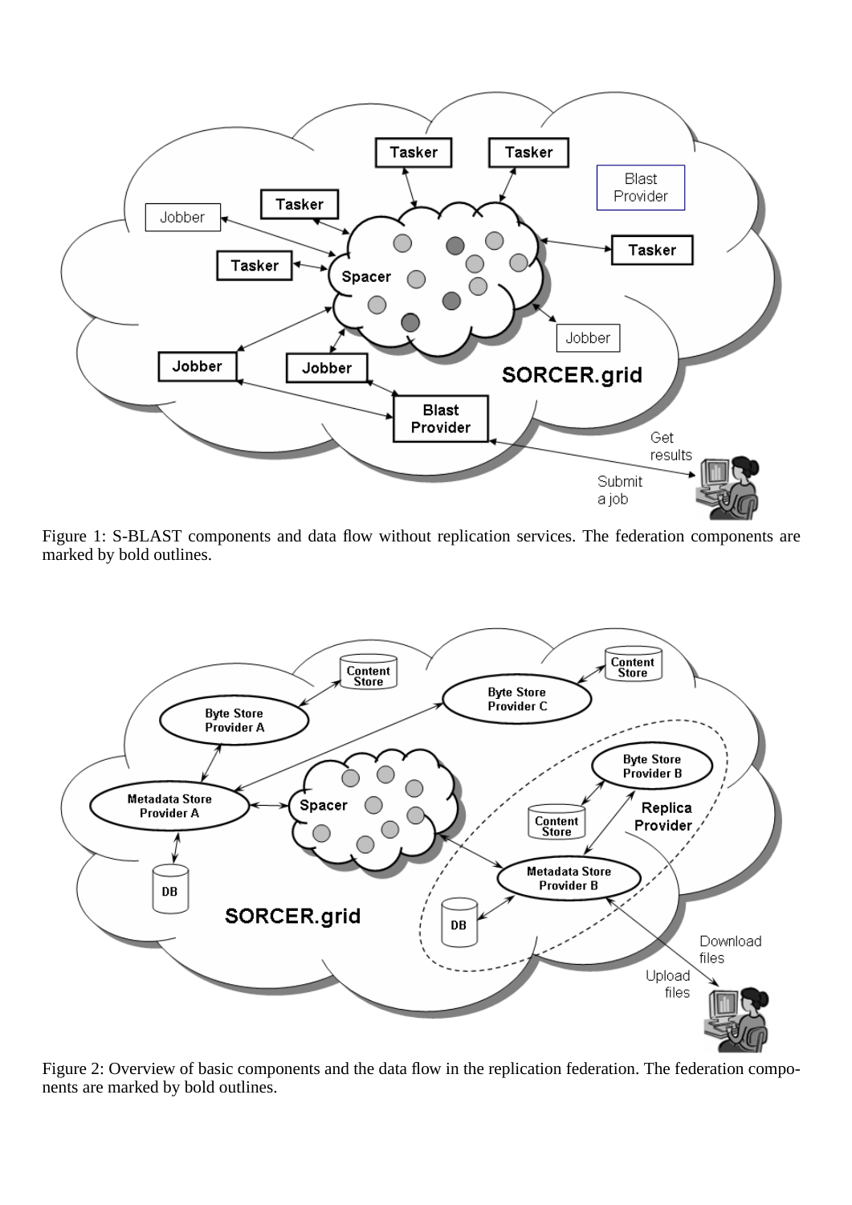Figure 1: S-BLAST components and data flow without replication services. The federation components are marked by bold outlines.

Figure 2: Overview of basic components and the data flow in the replication federation. The federation components are marked by bold outlines.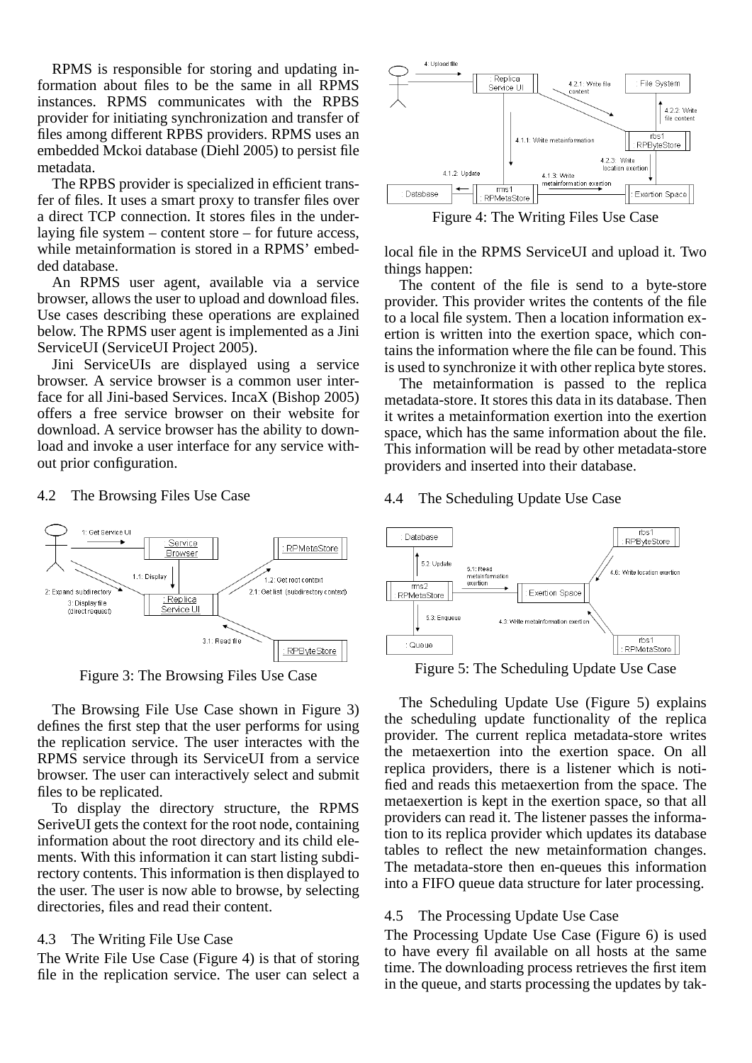RPMS is responsible for storing and updating information about files to be the same in all RPMS instances. RPMS communicates with the RPBS provider for initiating synchronization and transfer of files among different RPBS providers. RPMS uses an embedded Mckoi database (Diehl 2005) to persist file metadata.

The RPBS provider is specialized in efficient transfer of files. It uses a smart proxy to transfer files over a direct TCP connection. It stores files in the underlaying file system – content store – for future access, while metainformation is stored in a RPMS' embedded database.

An RPMS user agent, available via a service browser, allows the user to upload and download files. Use cases describing these operations are explained below. The RPMS user agent is implemented as a Jini ServiceUI (ServiceUI Project 2005).

Jini ServiceUIs are displayed using a service browser. A service browser is a common user interface for all Jini-based Services. IncaX (Bishop 2005) offers a free service browser on their website for download. A service browser has the ability to download and invoke a user interface for any service without prior configuration.

## 4.2 The Browsing Files Use Case

Figure 3: The Browsing Files Use Case

The Browsing File Use Case shown in Figure 3) defines the first step that the user performs for using the replication service. The user interactes with the RPMS service through its ServiceUI from a service browser. The user can interactively select and submit files to be replicated.

To display the directory structure, the RPMS SeriveUI gets the context for the root node, containing information about the root directory and its child elements. With this information it can start listing subdirectory contents. This information is then displayed to the user. The user is now able to browse, by selecting directories, files and read their content.

## 4.3 The Writing File Use Case

The Write File Use Case (Figure 4) is that of storing file in the replication service. The user can select a local file in the RPMS ServiceUI and upload it. Two things happen:

Figure 4: The Writing Files Use Case

The content of the file is send to a byte-store provider. This provider writes the contents of the file to a local file system. Then a location information exertion is written into the exertion space, which contains the information where the file can be found. This is used to synchronize it with other replica byte stores.

The metainformation is passed to the replica metadata-store. It stores this data in its database. Then it writes a metainformation exertion into the exertion space, which has the same information about the file. This information will be read by other metadata-store providers and inserted into their database.

## 4.4 The Scheduling Update Use Case

Figure 5: The Scheduling Update Use Case

The Scheduling Update Use (Figure 5) explains the scheduling update functionality of the replica provider. The current replica metadata-store writes the metaexertion into the exertion space. On all replica providers, there is a listener which is notified and reads this metaexertion from the space. The metaexertion is kept in the exertion space, so that all providers can read it. The listener passes the information to its replica provider which updates its database tables to reflect the new metainformation changes. The metadata-store then en-queues this information into a FIFO queue data structure for later processing.

## 4.5 The Processing Update Use Case

The Processing Update Use Case (Figure 6) is used to have every fil available on all hosts at the same time. The downloading process retrieves the first item in the queue, and starts processing the updates by tak-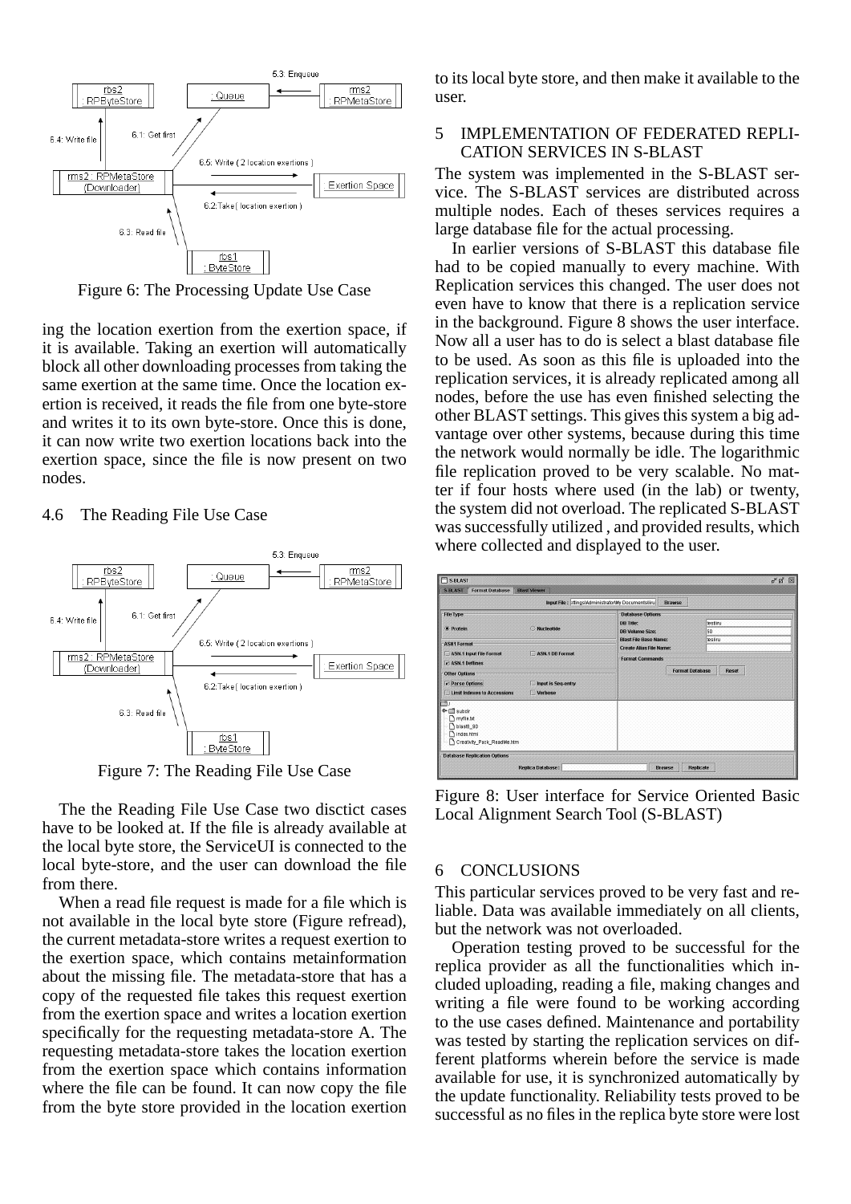Figure 6: The Processing Update Use Case

ing the location exertion from the exertion space, if it is available. Taking an exertion will automatically block all other downloading processes from taking the same exertion at the same time. Once the location exertion is received, it reads the file from one byte-store and writes it to its own byte-store. Once this is done, it can now write two exertion locations back into the exertion space, since the file is now present on two nodes.

### 4.6 The Reading File Use Case

Figure 7: The Reading File Use Case

The the Reading File Use Case two disctict cases have to be looked at. If the file is already available at the local byte store, the ServiceUI is connected to the local byte-store, and the user can download the file from there.

When a read file request is made for a file which is not available in the local byte store (Figure refread), the current metadata-store writes a request exertion to the exertion space, which contains metainformation about the missing file. The metadata-store that has a copy of the requested file takes this request exertion from the exertion space and writes a location exertion specifically for the requesting metadata-store A. The requesting metadata-store takes the location exertion from the exertion space which contains information where the file can be found. It can now copy the file from the byte store provided in the location exertion to its local byte store, and then make it available to the user.

## 5 IMPLEMENTATION OF FEDERATED REPLICATION SERVICES IN S-BLAST

The system was implemented in the S-BLAST service. The S-BLAST services are distributed across multiple nodes. Each of theses services requires a large database file for the actual processing.

In earlier versions of S-BLAST this database file had to be copied manually to every machine. With Replication services this changed. The user does not even have to know that there is a replication service in the background. Figure 8 shows the user interface. Now all a user has to do is select a blast database file to be used. As soon as this file is uploaded into the replication services, it is already replicated among all nodes, before the use has even finished selecting the other BLAST settings. This gives this system a big advantage over other systems, because during this time the network would normally be idle. The logarithmic file replication proved to be very scalable. No matter if four hosts where used (in the lab) or twenty, the system did not overload. The replicated S-BLAST was successfully utilized , and provided results, which where collected and displayed to the user.

Figure 8: User interface for Service Oriented Basic Local Alignment Search Tool (S-BLAST)

## 6 CONCLUSIONS

This particular services proved to be very fast and reliable. Data was available immediately on all clients, but the network was not overloaded.

Operation testing proved to be successful for the replica provider as all the functionalities which included uploading, reading a file, making changes and writing a file were found to be working according to the use cases defined. Maintenance and portability was tested by starting the replication services on different platforms wherein before the service is made available for use, it is synchronized automatically by the update functionality. Reliability tests proved to be successful as no files in the replica byte store were lost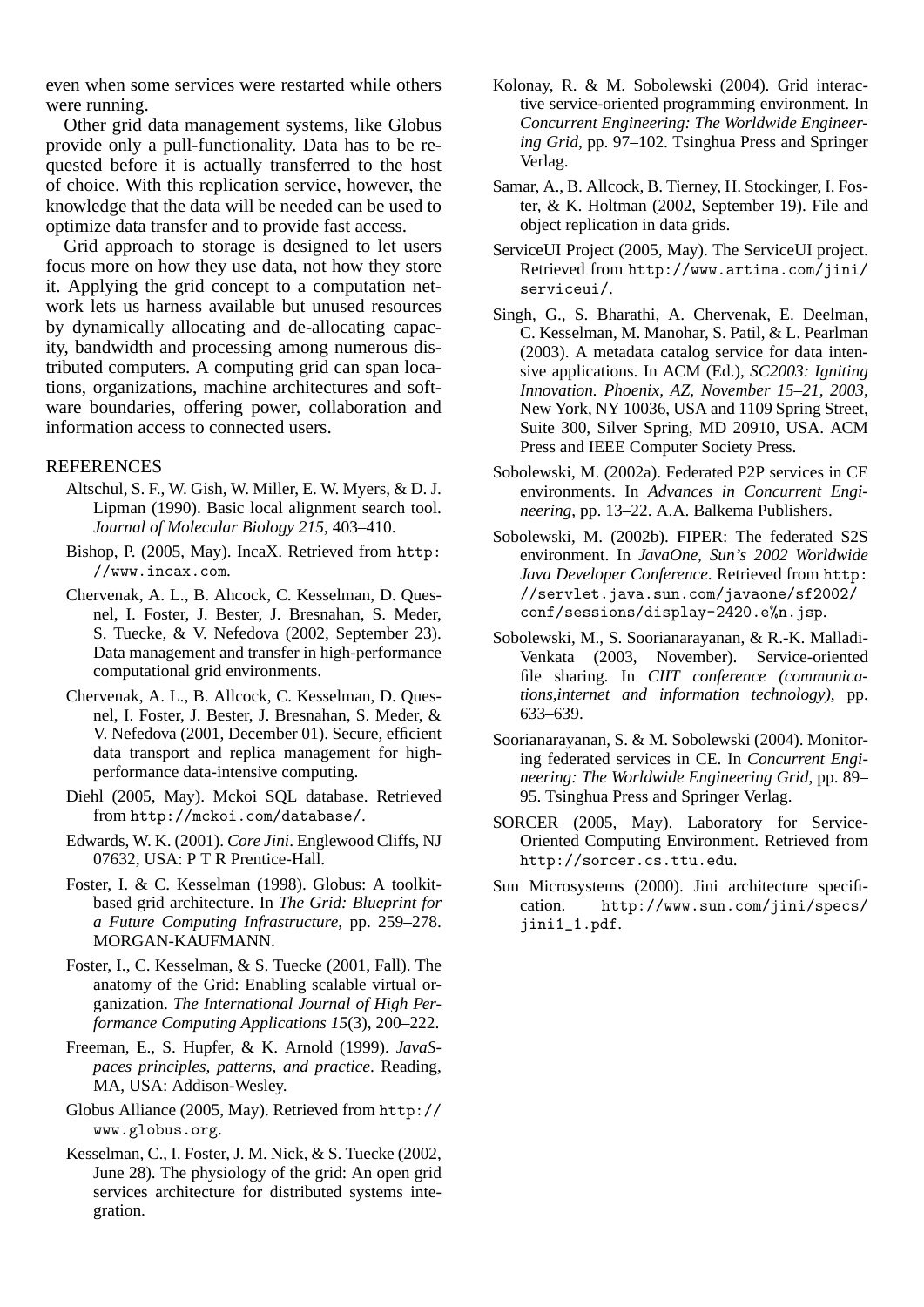even when some services were restarted while others were running.

Other grid data management systems, like Globus provide only a pull-functionality. Data has to be requested before it is actually transferred to the host of choice. With this replication service, however, the knowledge that the data will be needed can be used to optimize data transfer and to provide fast access.

Grid approach to storage is designed to let users focus more on how they use data, not how they store it. Applying the grid concept to a computation network lets us harness available but unused resources by dynamically allocating and de-allocating capacity, bandwidth and processing among numerous distributed computers. A computing grid can span locations, organizations, machine architectures and software boundaries, offering power, collaboration and information access to connected users.

## REFERENCES

Altschul, S. F., W. Gish, W. Miller, E. W. Myers, & D. J. Lipman (1990). Basic local alignment search tool. *Journal of Molecular Biology 215*, 403–410.

Bishop, P. (2005, May). IncaX. Retrieved from http://www.incax.com.

Chervenak, A. L., B. Ahcock, C. Kesselman, D. Quesnel, I. Foster, J. Bester, J. Bresnahan, S. Meder, S. Tuecke, & V. Nefedova (2002, September 23). Data management and transfer in high-performance computational grid environments.

Chervenak, A. L., B. Allcock, C. Kesselman, D. Quesnel, I. Foster, J. Bester, J. Bresnahan, S. Meder, & V. Nefedova (2001, December 01). Secure, efficient data transport and replica management for high-performance data-intensive computing.

Diehl (2005, May). Mckoi SQL database. Retrieved from http://mckoi.com/database/.

Edwards, W. K. (2001). *Core Jini*. Englewood Cliffs, NJ 07632, USA: P T R Prentice-Hall.

Foster, I. & C. Kesselman (1998). Globus: A toolkit-based grid architecture. In *The Grid: Blueprint for a Future Computing Infrastructure*, pp. 259–278. MORGAN-KAUFMANN.

Foster, I., C. Kesselman, & S. Tuecke (2001, Fall). The anatomy of the Grid: Enabling scalable virtual organization. *The International Journal of High Performance Computing Applications 15*(3), 200–222.

Freeman, E., S. Hupfer, & K. Arnold (1999). *JavaSpaces principles, patterns, and practice*. Reading, MA, USA: Addison-Wesley.

Globus Alliance (2005, May). Retrieved from http://www.globus.org.

Kesselman, C., I. Foster, J. M. Nick, & S. Tuecke (2002, June 28). The physiology of the grid: An open grid services architecture for distributed systems integration.

Kolonay, R. & M. Sobolewski (2004). Grid interactive service-oriented programming environment. In *Concurrent Engineering: The Worldwide Engineering Grid*, pp. 97–102. Tsinghua Press and Springer Verlag.

Samar, A., B. Allcock, B. Tierney, H. Stockinger, I. Foster, & K. Holtman (2002, September 19). File and object replication in data grids.

ServiceUI Project (2005, May). The ServiceUI project. Retrieved from http://www.artima.com/jini/serviceui/.

Singh, G., S. Bharathi, A. Chervenak, E. Deelman, C. Kesselman, M. Manohar, S. Patil, & L. Pearlman (2003). A metadata catalog service for data intensive applications. In ACM (Ed.), *SC2003: Igniting Innovation. Phoenix, AZ, November 15–21, 2003*, New York, NY 10036, USA and 1109 Spring Street, Suite 300, Silver Spring, MD 20910, USA. ACM Press and IEEE Computer Society Press.

Sobolewski, M. (2002a). Federated P2P services in CE environments. In *Advances in Concurrent Engineering*, pp. 13–22. A.A. Balkema Publishers.

Sobolewski, M. (2002b). FIPER: The federated S2S environment. In *JavaOne, Sun's 2002 Worldwide Java Developer Conference*. Retrieved from http://servlet.java.sun.com/javaone/sf2002/conf/sessions/display-2420.e%n.jsp.

Sobolewski, M., S. Soorianarayanan, & R.-K. Malladi-Venkata (2003, November). Service-oriented file sharing. In *CIIT conference (communications,internet and information technology)*, pp. 633–639.

Soorianarayanan, S. & M. Sobolewski (2004). Monitoring federated services in CE. In *Concurrent Engineering: The Worldwide Engineering Grid*, pp. 89–95. Tsinghua Press and Springer Verlag.

SORCER (2005, May). Laboratory for Service-Oriented Computing Environment. Retrieved from http://sorcer.cs.ttu.edu.

Sun Microsystems (2000). Jini architecture specification. http://www.sun.com/jini/specs/jini1_1.pdf.